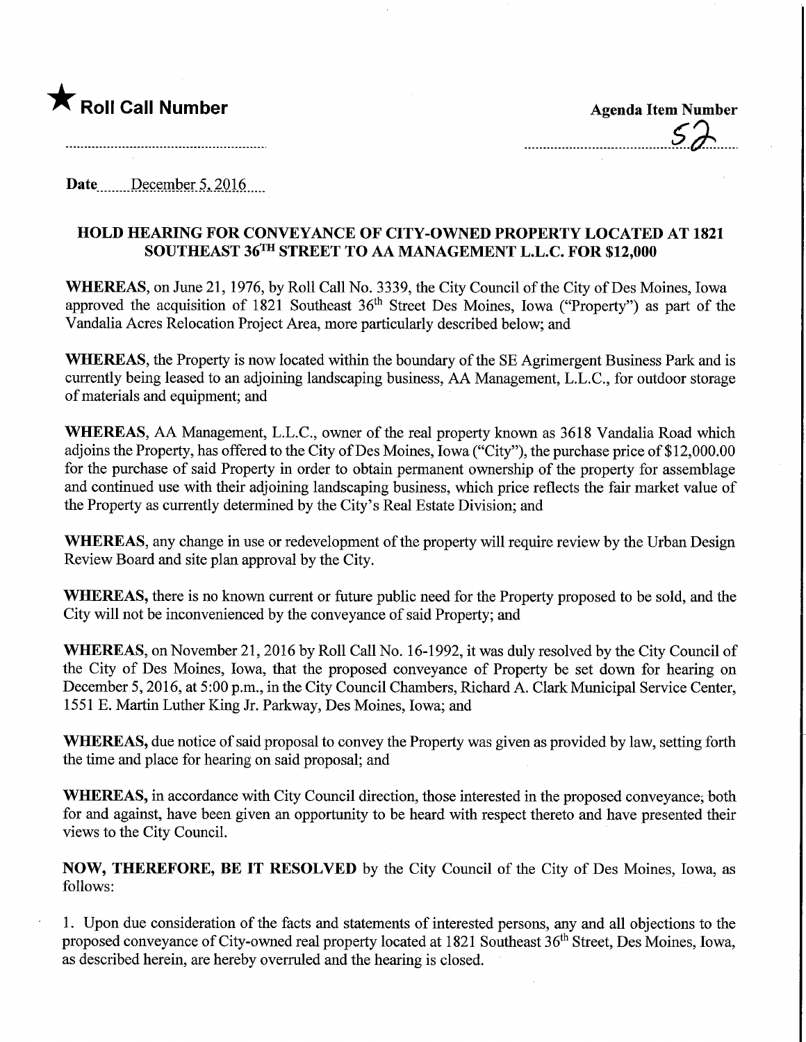★ **Roll Call Number**

**Agenda Item Number**

52

**Date** December 5, 2016

## HOLD HEARING FOR CONVEYANCE OF CITY-OWNED PROPERTY LOCATED AT 1821 SOUTHEAST 36TH STREET TO AA MANAGEMENT L.L.C. FOR $12,000

**WHEREAS**, on June 21, 1976, by Roll Call No. 3339, the City Council of the City of Des Moines, Iowa approved the acquisition of 1821 Southeast 36th Street Des Moines, Iowa ("Property") as part of the Vandalia Acres Relocation Project Area, more particularly described below; and

**WHEREAS**, the Property is now located within the boundary of the SE Agrimergent Business Park and is currently being leased to an adjoining landscaping business, AA Management, L.L.C., for outdoor storage of materials and equipment; and

**WHEREAS**, AA Management, L.L.C., owner of the real property known as 3618 Vandalia Road which adjoins the Property, has offered to the City of Des Moines, Iowa ("City"), the purchase price of $12,000.00 for the purchase of said Property in order to obtain permanent ownership of the property for assemblage and continued use with their adjoining landscaping business, which price reflects the fair market value of the Property as currently determined by the City's Real Estate Division; and

**WHEREAS**, any change in use or redevelopment of the property will require review by the Urban Design Review Board and site plan approval by the City.

**WHEREAS,** there is no known current or future public need for the Property proposed to be sold, and the City will not be inconvenienced by the conveyance of said Property; and

**WHEREAS**, on November 21, 2016 by Roll Call No. 16-1992, it was duly resolved by the City Council of the City of Des Moines, Iowa, that the proposed conveyance of Property be set down for hearing on December 5, 2016, at 5:00 p.m., in the City Council Chambers, Richard A. Clark Municipal Service Center, 1551 E. Martin Luther King Jr. Parkway, Des Moines, Iowa; and

**WHEREAS,** due notice of said proposal to convey the Property was given as provided by law, setting forth the time and place for hearing on said proposal; and

**WHEREAS,** in accordance with City Council direction, those interested in the proposed conveyance, both for and against, have been given an opportunity to be heard with respect thereto and have presented their views to the City Council.

**NOW, THEREFORE, BE IT RESOLVED** by the City Council of the City of Des Moines, Iowa, as follows:

1. Upon due consideration of the facts and statements of interested persons, any and all objections to the proposed conveyance of City-owned real property located at 1821 Southeast 36th Street, Des Moines, Iowa, as described herein, are hereby overruled and the hearing is closed.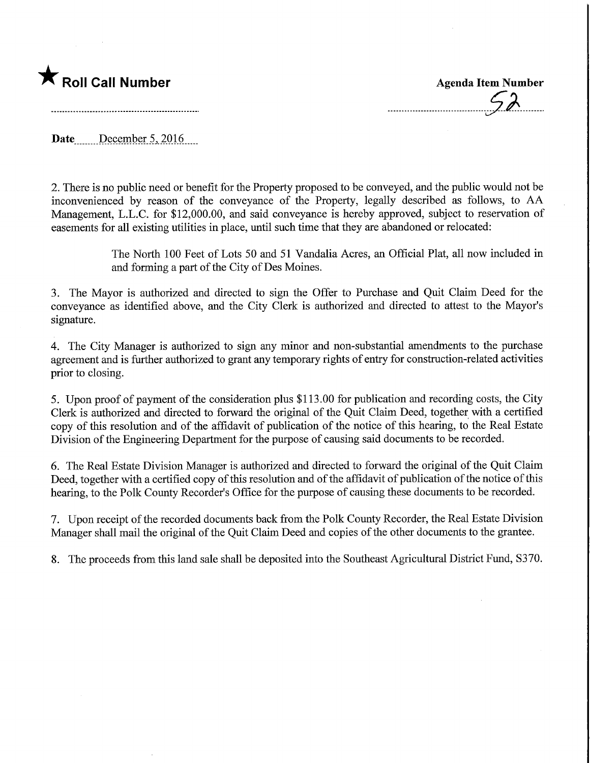★ **Roll Call Number**

**Agenda Item Number**

52

**Date** December 5, 2016

2. There is no public need or benefit for the Property proposed to be conveyed, and the public would not be inconvenienced by reason of the conveyance of the Property, legally described as follows, to AA Management, L.L.C. for $12,000.00, and said conveyance is hereby approved, subject to reservation of easements for all existing utilities in place, until such time that they are abandoned or relocated:

> The North 100 Feet of Lots 50 and 51 Vandalia Acres, an Official Plat, all now included in and forming a part of the City of Des Moines.

3. The Mayor is authorized and directed to sign the Offer to Purchase and Quit Claim Deed for the conveyance as identified above, and the City Clerk is authorized and directed to attest to the Mayor's signature.

4. The City Manager is authorized to sign any minor and non-substantial amendments to the purchase agreement and is further authorized to grant any temporary rights of entry for construction-related activities prior to closing.

5. Upon proof of payment of the consideration plus $113.00 for publication and recording costs, the City Clerk is authorized and directed to forward the original of the Quit Claim Deed, together with a certified copy of this resolution and of the affidavit of publication of the notice of this hearing, to the Real Estate Division of the Engineering Department for the purpose of causing said documents to be recorded.

6. The Real Estate Division Manager is authorized and directed to forward the original of the Quit Claim Deed, together with a certified copy of this resolution and of the affidavit of publication of the notice of this hearing, to the Polk County Recorder's Office for the purpose of causing these documents to be recorded.

7. Upon receipt of the recorded documents back from the Polk County Recorder, the Real Estate Division Manager shall mail the original of the Quit Claim Deed and copies of the other documents to the grantee.

8. The proceeds from this land sale shall be deposited into the Southeast Agricultural District Fund, S370.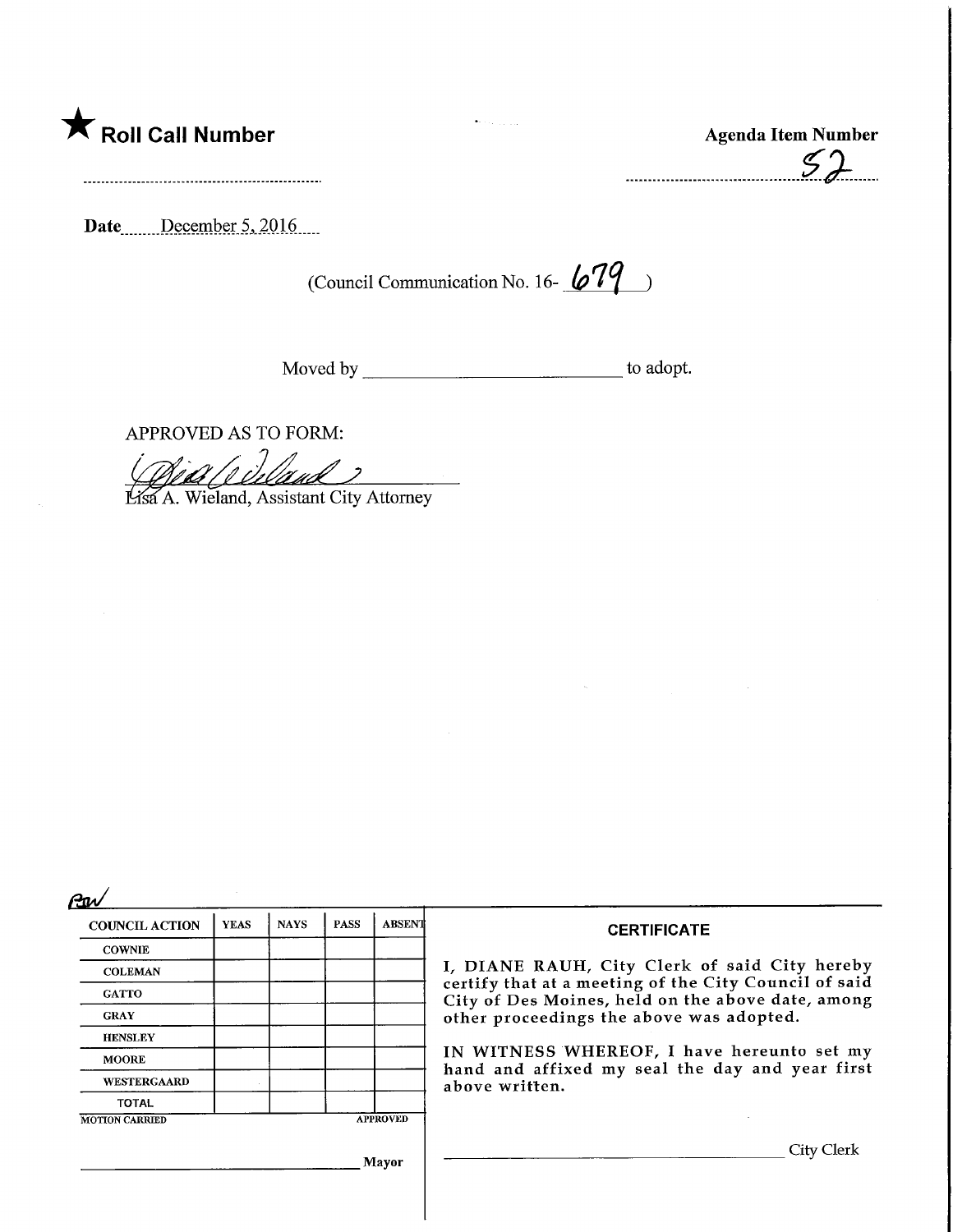★ **Roll Call Number**

**Agenda Item Number**

52

**Date** December 5, 2016

(Council Communication No. 16- 679 )

Moved by ____________________________ to adopt.

APPROVED AS TO FORM:

Lisa A. Wieland, Assistant City Attorney

| COUNCIL ACTION | YEAS | NAYS | PASS | ABSENT |
|---|---|---|---|---|
| COWNIE | | | | |
| COLEMAN | | | | |
| GATTO | | | | |
| GRAY | | | | |
| HENSLEY | | | | |
| MOORE | | | | |
| WESTERGAARD | | | | |
| TOTAL | | | | |

MOTION CARRIED APPROVED

______________________________ Mayor

**CERTIFICATE**

I, DIANE RAUH, City Clerk of said City hereby certify that at a meeting of the City Council of said City of Des Moines, held on the above date, among other proceedings the above was adopted.

IN WITNESS WHEREOF, I have hereunto set my hand and affixed my seal the day and year first above written.

______________________________ City Clerk